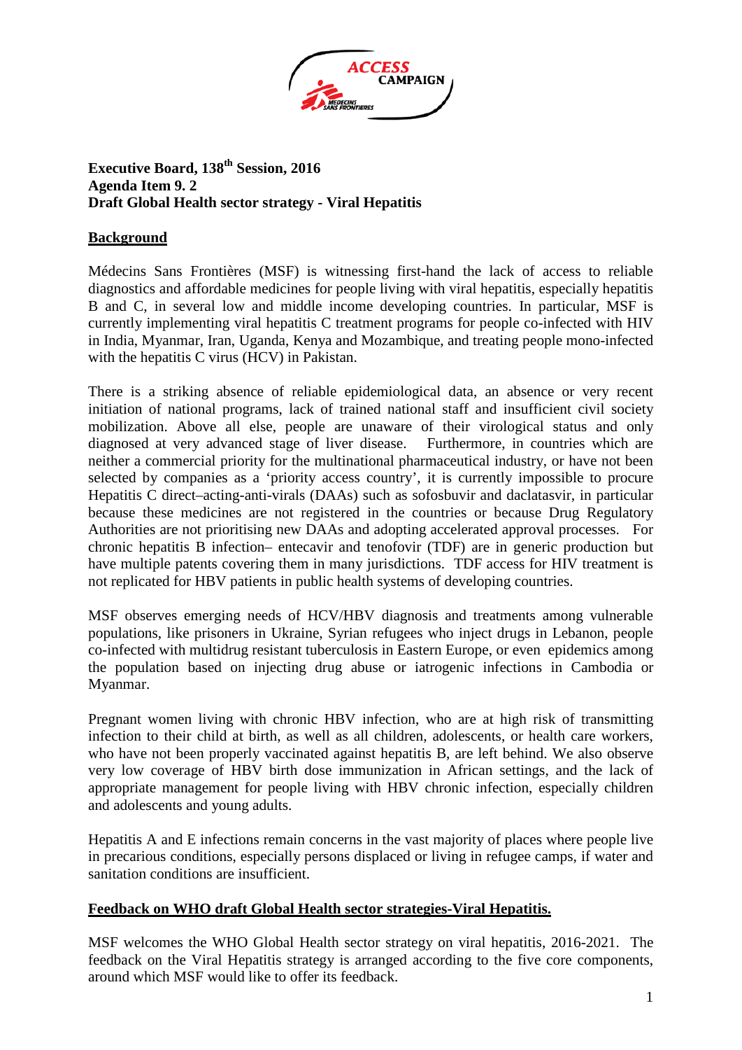**Executive Board, 138th Session, 2016**
**Agenda Item 9. 2**
**Draft Global Health sector strategy - Viral Hepatitis**

## Background

Médecins Sans Frontières (MSF) is witnessing first-hand the lack of access to reliable diagnostics and affordable medicines for people living with viral hepatitis, especially hepatitis B and C, in several low and middle income developing countries. In particular, MSF is currently implementing viral hepatitis C treatment programs for people co-infected with HIV in India, Myanmar, Iran, Uganda, Kenya and Mozambique, and treating people mono-infected with the hepatitis C virus (HCV) in Pakistan.

There is a striking absence of reliable epidemiological data, an absence or very recent initiation of national programs, lack of trained national staff and insufficient civil society mobilization. Above all else, people are unaware of their virological status and only diagnosed at very advanced stage of liver disease. Furthermore, in countries which are neither a commercial priority for the multinational pharmaceutical industry, or have not been selected by companies as a 'priority access country', it is currently impossible to procure Hepatitis C direct–acting-anti-virals (DAAs) such as sofosbuvir and daclatasvir, in particular because these medicines are not registered in the countries or because Drug Regulatory Authorities are not prioritising new DAAs and adopting accelerated approval processes. For chronic hepatitis B infection– entecavir and tenofovir (TDF) are in generic production but have multiple patents covering them in many jurisdictions. TDF access for HIV treatment is not replicated for HBV patients in public health systems of developing countries.

MSF observes emerging needs of HCV/HBV diagnosis and treatments among vulnerable populations, like prisoners in Ukraine, Syrian refugees who inject drugs in Lebanon, people co-infected with multidrug resistant tuberculosis in Eastern Europe, or even epidemics among the population based on injecting drug abuse or iatrogenic infections in Cambodia or Myanmar.

Pregnant women living with chronic HBV infection, who are at high risk of transmitting infection to their child at birth, as well as all children, adolescents, or health care workers, who have not been properly vaccinated against hepatitis B, are left behind. We also observe very low coverage of HBV birth dose immunization in African settings, and the lack of appropriate management for people living with HBV chronic infection, especially children and adolescents and young adults.

Hepatitis A and E infections remain concerns in the vast majority of places where people live in precarious conditions, especially persons displaced or living in refugee camps, if water and sanitation conditions are insufficient.

## Feedback on WHO draft Global Health sector strategies-Viral Hepatitis.

MSF welcomes the WHO Global Health sector strategy on viral hepatitis, 2016-2021. The feedback on the Viral Hepatitis strategy is arranged according to the five core components, around which MSF would like to offer its feedback.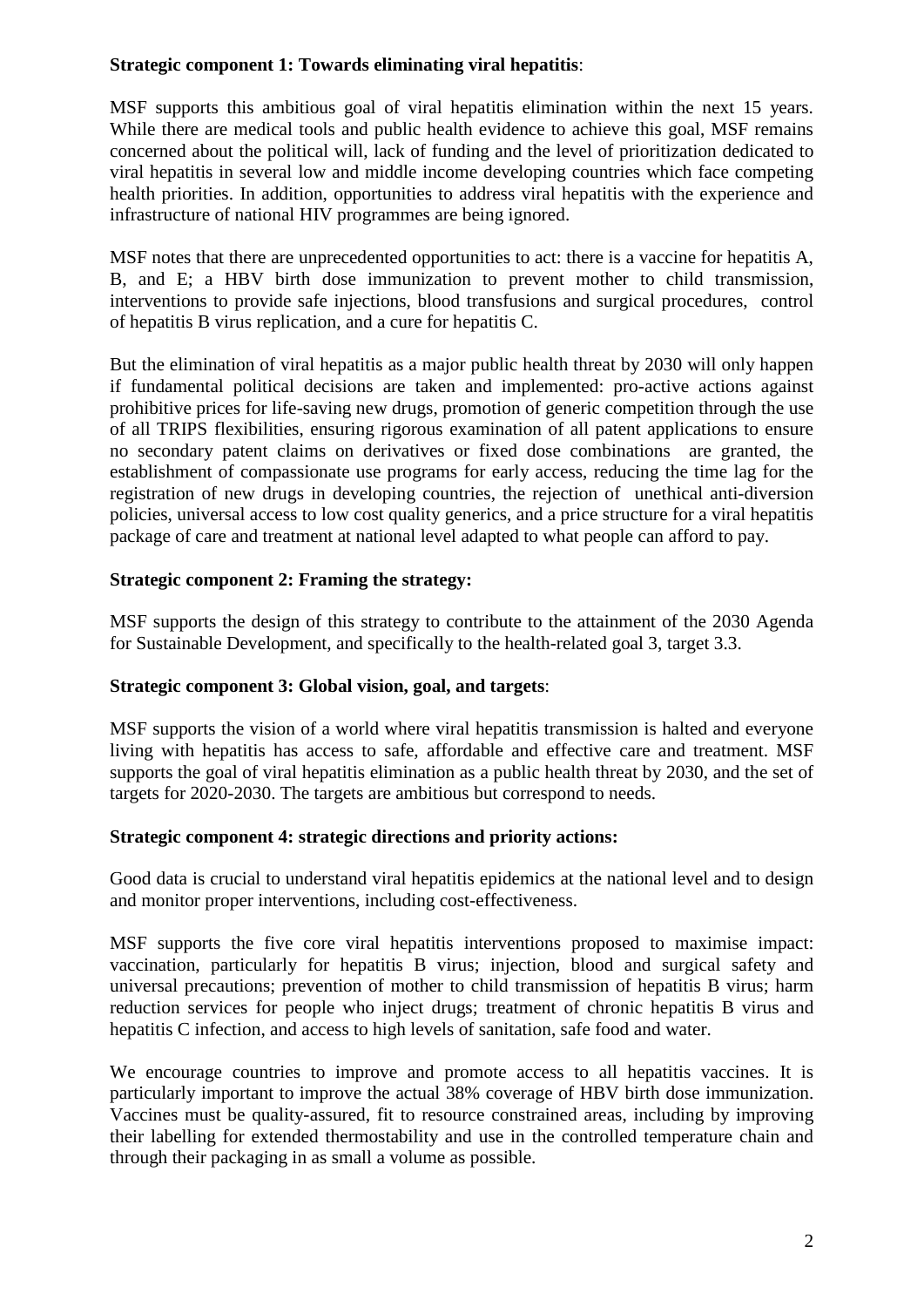**Strategic component 1: Towards eliminating viral hepatitis**:

MSF supports this ambitious goal of viral hepatitis elimination within the next 15 years. While there are medical tools and public health evidence to achieve this goal, MSF remains concerned about the political will, lack of funding and the level of prioritization dedicated to viral hepatitis in several low and middle income developing countries which face competing health priorities. In addition, opportunities to address viral hepatitis with the experience and infrastructure of national HIV programmes are being ignored.

MSF notes that there are unprecedented opportunities to act: there is a vaccine for hepatitis A, B, and E; a HBV birth dose immunization to prevent mother to child transmission, interventions to provide safe injections, blood transfusions and surgical procedures, control of hepatitis B virus replication, and a cure for hepatitis C.

But the elimination of viral hepatitis as a major public health threat by 2030 will only happen if fundamental political decisions are taken and implemented: pro-active actions against prohibitive prices for life-saving new drugs, promotion of generic competition through the use of all TRIPS flexibilities, ensuring rigorous examination of all patent applications to ensure no secondary patent claims on derivatives or fixed dose combinations are granted, the establishment of compassionate use programs for early access, reducing the time lag for the registration of new drugs in developing countries, the rejection of unethical anti-diversion policies, universal access to low cost quality generics, and a price structure for a viral hepatitis package of care and treatment at national level adapted to what people can afford to pay.

**Strategic component 2: Framing the strategy:**

MSF supports the design of this strategy to contribute to the attainment of the 2030 Agenda for Sustainable Development, and specifically to the health-related goal 3, target 3.3.

**Strategic component 3: Global vision, goal, and targets**:

MSF supports the vision of a world where viral hepatitis transmission is halted and everyone living with hepatitis has access to safe, affordable and effective care and treatment. MSF supports the goal of viral hepatitis elimination as a public health threat by 2030, and the set of targets for 2020-2030. The targets are ambitious but correspond to needs.

**Strategic component 4: strategic directions and priority actions:**

Good data is crucial to understand viral hepatitis epidemics at the national level and to design and monitor proper interventions, including cost-effectiveness.

MSF supports the five core viral hepatitis interventions proposed to maximise impact: vaccination, particularly for hepatitis B virus; injection, blood and surgical safety and universal precautions; prevention of mother to child transmission of hepatitis B virus; harm reduction services for people who inject drugs; treatment of chronic hepatitis B virus and hepatitis C infection, and access to high levels of sanitation, safe food and water.

We encourage countries to improve and promote access to all hepatitis vaccines. It is particularly important to improve the actual 38% coverage of HBV birth dose immunization. Vaccines must be quality-assured, fit to resource constrained areas, including by improving their labelling for extended thermostability and use in the controlled temperature chain and through their packaging in as small a volume as possible.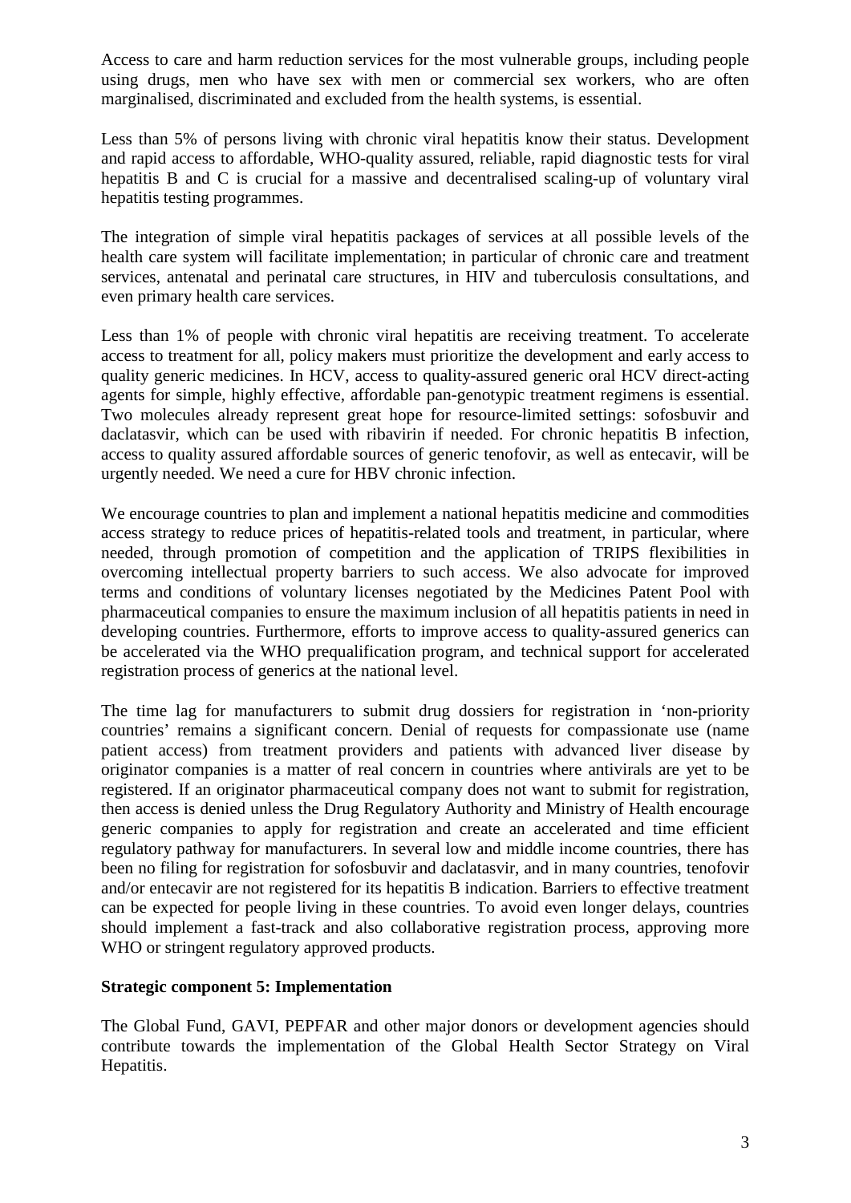Access to care and harm reduction services for the most vulnerable groups, including people using drugs, men who have sex with men or commercial sex workers, who are often marginalised, discriminated and excluded from the health systems, is essential.

Less than 5% of persons living with chronic viral hepatitis know their status. Development and rapid access to affordable, WHO-quality assured, reliable, rapid diagnostic tests for viral hepatitis B and C is crucial for a massive and decentralised scaling-up of voluntary viral hepatitis testing programmes.

The integration of simple viral hepatitis packages of services at all possible levels of the health care system will facilitate implementation; in particular of chronic care and treatment services, antenatal and perinatal care structures, in HIV and tuberculosis consultations, and even primary health care services.

Less than 1% of people with chronic viral hepatitis are receiving treatment. To accelerate access to treatment for all, policy makers must prioritize the development and early access to quality generic medicines. In HCV, access to quality-assured generic oral HCV direct-acting agents for simple, highly effective, affordable pan-genotypic treatment regimens is essential. Two molecules already represent great hope for resource-limited settings: sofosbuvir and daclatasvir, which can be used with ribavirin if needed. For chronic hepatitis B infection, access to quality assured affordable sources of generic tenofovir, as well as entecavir, will be urgently needed. We need a cure for HBV chronic infection.

We encourage countries to plan and implement a national hepatitis medicine and commodities access strategy to reduce prices of hepatitis-related tools and treatment, in particular, where needed, through promotion of competition and the application of TRIPS flexibilities in overcoming intellectual property barriers to such access. We also advocate for improved terms and conditions of voluntary licenses negotiated by the Medicines Patent Pool with pharmaceutical companies to ensure the maximum inclusion of all hepatitis patients in need in developing countries. Furthermore, efforts to improve access to quality-assured generics can be accelerated via the WHO prequalification program, and technical support for accelerated registration process of generics at the national level.

The time lag for manufacturers to submit drug dossiers for registration in 'non-priority countries' remains a significant concern. Denial of requests for compassionate use (name patient access) from treatment providers and patients with advanced liver disease by originator companies is a matter of real concern in countries where antivirals are yet to be registered. If an originator pharmaceutical company does not want to submit for registration, then access is denied unless the Drug Regulatory Authority and Ministry of Health encourage generic companies to apply for registration and create an accelerated and time efficient regulatory pathway for manufacturers. In several low and middle income countries, there has been no filing for registration for sofosbuvir and daclatasvir, and in many countries, tenofovir and/or entecavir are not registered for its hepatitis B indication. Barriers to effective treatment can be expected for people living in these countries. To avoid even longer delays, countries should implement a fast-track and also collaborative registration process, approving more WHO or stringent regulatory approved products.

**Strategic component 5: Implementation**

The Global Fund, GAVI, PEPFAR and other major donors or development agencies should contribute towards the implementation of the Global Health Sector Strategy on Viral Hepatitis.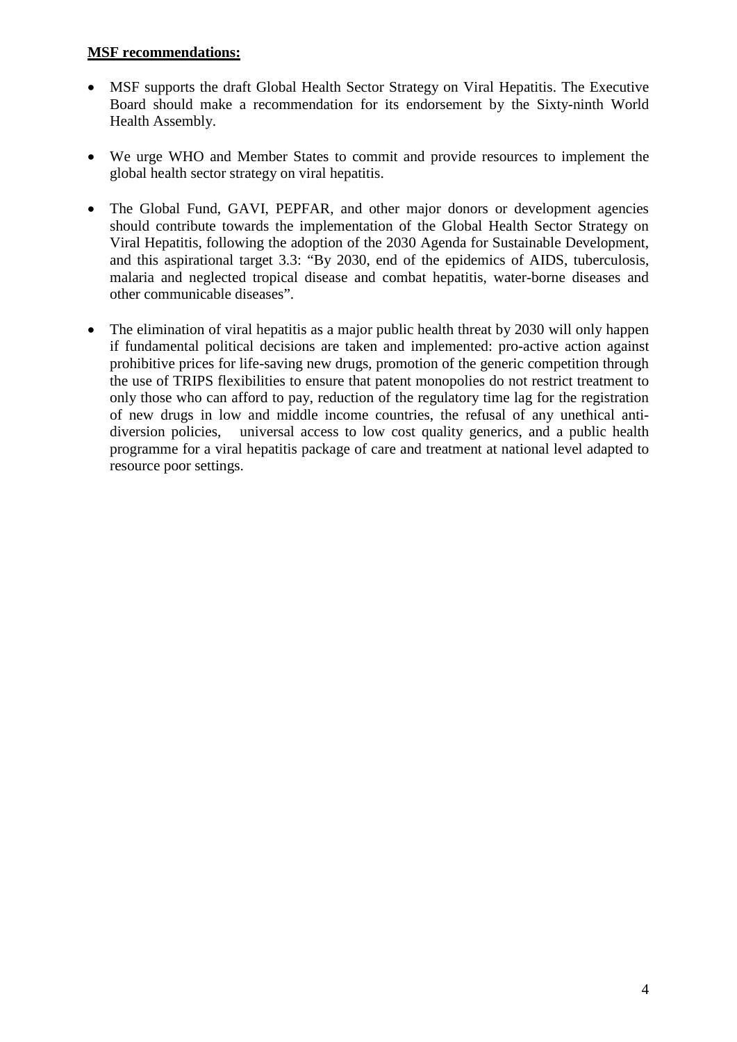**MSF recommendations:**

- MSF supports the draft Global Health Sector Strategy on Viral Hepatitis. The Executive Board should make a recommendation for its endorsement by the Sixty-ninth World Health Assembly.

- We urge WHO and Member States to commit and provide resources to implement the global health sector strategy on viral hepatitis.

- The Global Fund, GAVI, PEPFAR, and other major donors or development agencies should contribute towards the implementation of the Global Health Sector Strategy on Viral Hepatitis, following the adoption of the 2030 Agenda for Sustainable Development, and this aspirational target 3.3: "By 2030, end of the epidemics of AIDS, tuberculosis, malaria and neglected tropical disease and combat hepatitis, water-borne diseases and other communicable diseases".

- The elimination of viral hepatitis as a major public health threat by 2030 will only happen if fundamental political decisions are taken and implemented: pro-active action against prohibitive prices for life-saving new drugs, promotion of the generic competition through the use of TRIPS flexibilities to ensure that patent monopolies do not restrict treatment to only those who can afford to pay, reduction of the regulatory time lag for the registration of new drugs in low and middle income countries, the refusal of any unethical anti-diversion policies, universal access to low cost quality generics, and a public health programme for a viral hepatitis package of care and treatment at national level adapted to resource poor settings.